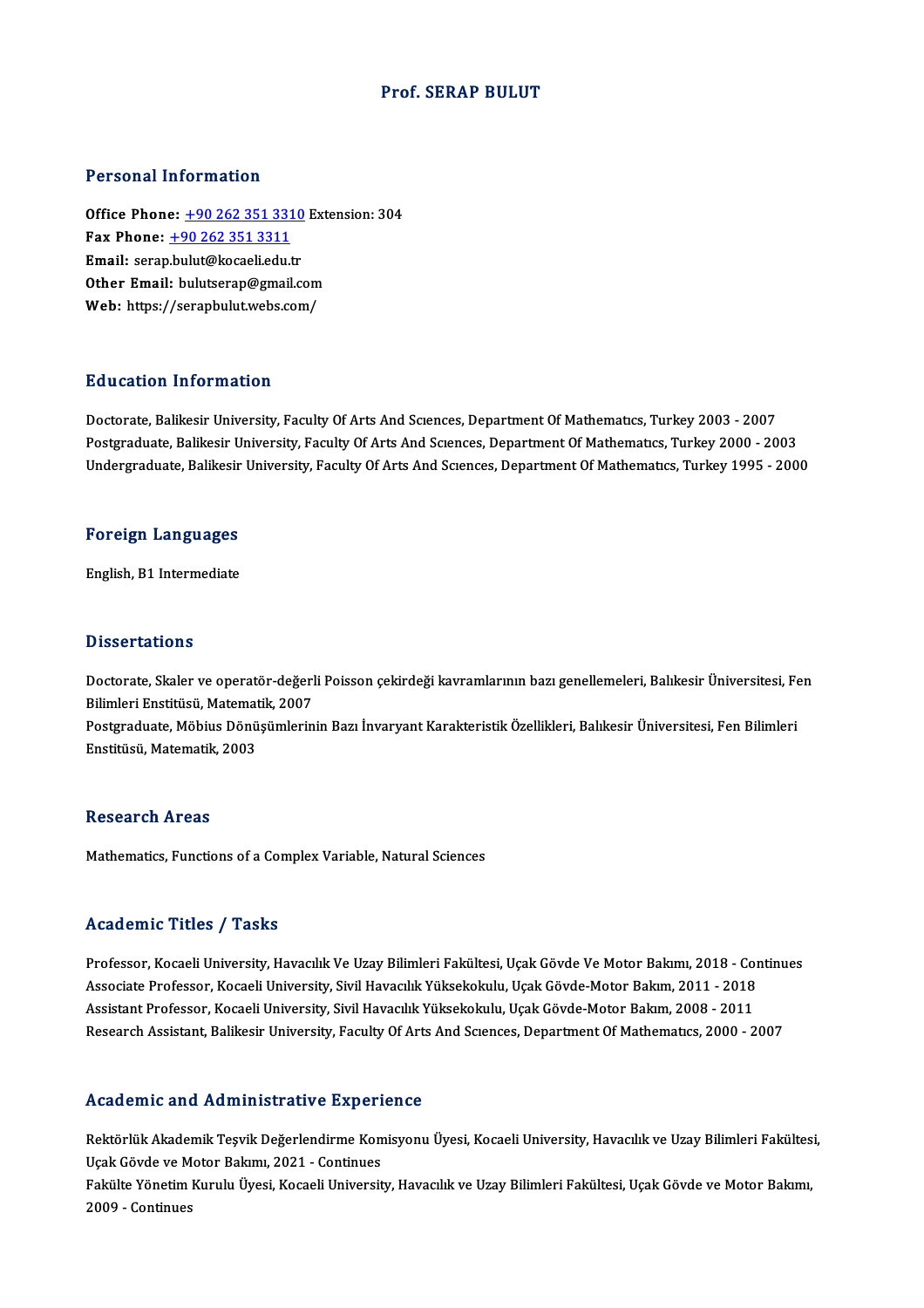# Prof. SERAP BULUT

## Personal Information

**Office Phone:** +90 262 351 3310 Extension: 304
**Fax Phone:** +90 262 351 3311
**Email:** serap.bulut@kocaeli.edu.tr
**Other Email:** bulutserap@gmail.com
**Web:** https://serapbulut.webs.com/

## Education Information

Doctorate, Balikesir University, Faculty Of Arts And Sciences, Department Of Mathematics, Turkey 2003 - 2007
Postgraduate, Balikesir University, Faculty Of Arts And Sciences, Department Of Mathematics, Turkey 2000 - 2003
Undergraduate, Balikesir University, Faculty Of Arts And Sciences, Department Of Mathematics, Turkey 1995 - 2000

## Foreign Languages

English, B1 Intermediate

## Dissertations

Doctorate, Skaler ve operatör-değerli Poisson çekirdeği kavramlarının bazı genellemeleri, Balıkesir Üniversitesi, Fen Bilimleri Enstitüsü, Matematik, 2007
Postgraduate, Möbius Dönüşümlerinin Bazı İnvaryant Karakteristik Özellikleri, Balıkesir Üniversitesi, Fen Bilimleri Enstitüsü, Matematik, 2003

## Research Areas

Mathematics, Functions of a Complex Variable, Natural Sciences

## Academic Titles / Tasks

Professor, Kocaeli University, Havacılık Ve Uzay Bilimleri Fakültesi, Uçak Gövde Ve Motor Bakımı, 2018 - Continues
Associate Professor, Kocaeli University, Sivil Havacılık Yüksekokulu, Uçak Gövde-Motor Bakım, 2011 - 2018
Assistant Professor, Kocaeli University, Sivil Havacılık Yüksekokulu, Uçak Gövde-Motor Bakım, 2008 - 2011
Research Assistant, Balikesir University, Faculty Of Arts And Sciences, Department Of Mathematics, 2000 - 2007

## Academic and Administrative Experience

Rektörlük Akademik Teşvik Değerlendirme Komisyonu Üyesi, Kocaeli University, Havacılık ve Uzay Bilimleri Fakültesi, Uçak Gövde ve Motor Bakımı, 2021 - Continues
Fakülte Yönetim Kurulu Üyesi, Kocaeli University, Havacılık ve Uzay Bilimleri Fakültesi, Uçak Gövde ve Motor Bakımı, 2009 - Continues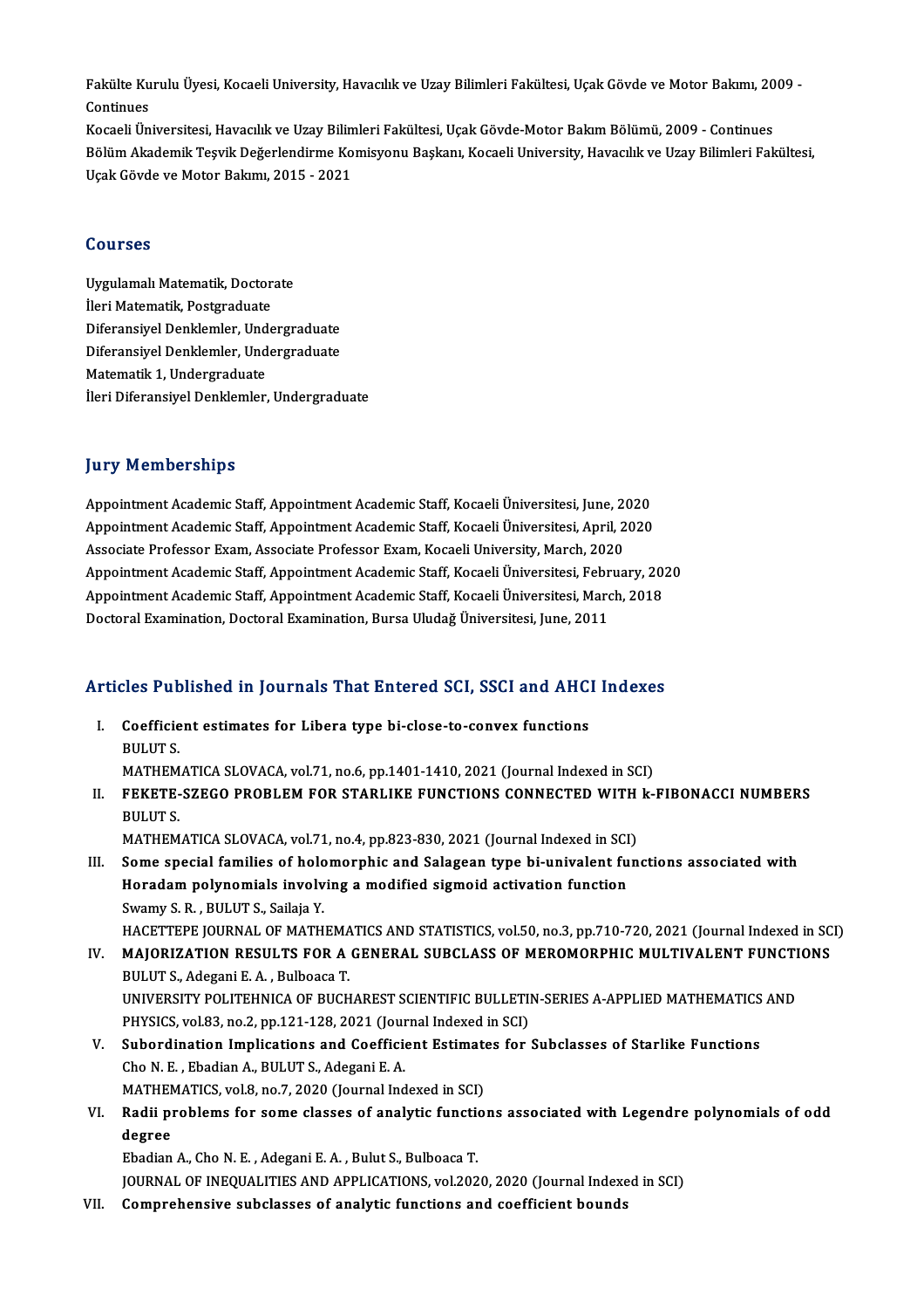Fakülte Kurulu Üyesi, Kocaeli University, Havacılık ve Uzay Bilimleri Fakültesi, Uçak Gövde ve Motor Bakımı, 2009 - Continues

Kocaeli Üniversitesi, Havacılık ve Uzay Bilimleri Fakültesi, Uçak Gövde-Motor Bakım Bölümü, 2009 - Continues

Bölüm Akademik Teşvik Değerlendirme Komisyonu Başkanı, Kocaeli University, Havacılık ve Uzay Bilimleri Fakültesi, Uçak Gövde ve Motor Bakımı, 2015 - 2021

## Courses

Uygulamalı Matematik, Doctorate
İleri Matematik, Postgraduate
Diferansiyel Denklemler, Undergraduate
Diferansiyel Denklemler, Undergraduate
Matematik 1, Undergraduate
İleri Diferansiyel Denklemler, Undergraduate

## Jury Memberships

Appointment Academic Staff, Appointment Academic Staff, Kocaeli Üniversitesi, June, 2020
Appointment Academic Staff, Appointment Academic Staff, Kocaeli Üniversitesi, April, 2020
Associate Professor Exam, Associate Professor Exam, Kocaeli University, March, 2020
Appointment Academic Staff, Appointment Academic Staff, Kocaeli Üniversitesi, February, 2020
Appointment Academic Staff, Appointment Academic Staff, Kocaeli Üniversitesi, March, 2018
Doctoral Examination, Doctoral Examination, Bursa Uludağ Üniversitesi, June, 2011

## Articles Published in Journals That Entered SCI, SSCI and AHCI Indexes

I. **Coefficient estimates for Libera type bi-close-to-convex functions**
   BULUT S.
   MATHEMATICA SLOVACA, vol.71, no.6, pp.1401-1410, 2021 (Journal Indexed in SCI)
II. **FEKETE-SZEGO PROBLEM FOR STARLIKE FUNCTIONS CONNECTED WITH k-FIBONACCI NUMBERS**
   BULUT S.
   MATHEMATICA SLOVACA, vol.71, no.4, pp.823-830, 2021 (Journal Indexed in SCI)
III. **Some special families of holomorphic and Salagean type bi-univalent functions associated with Horadam polynomials involving a modified sigmoid activation function**
   Swamy S. R. , BULUT S., Sailaja Y.
   HACETTEPE JOURNAL OF MATHEMATICS AND STATISTICS, vol.50, no.3, pp.710-720, 2021 (Journal Indexed in SCI)
IV. **MAJORIZATION RESULTS FOR A GENERAL SUBCLASS OF MEROMORPHIC MULTIVALENT FUNCTIONS**
   BULUT S., Adegani E. A. , Bulboaca T.
   UNIVERSITY POLITEHNICA OF BUCHAREST SCIENTIFIC BULLETIN-SERIES A-APPLIED MATHEMATICS AND PHYSICS, vol.83, no.2, pp.121-128, 2021 (Journal Indexed in SCI)
V. **Subordination Implications and Coefficient Estimates for Subclasses of Starlike Functions**
   Cho N. E. , Ebadian A., BULUT S., Adegani E. A.
   MATHEMATICS, vol.8, no.7, 2020 (Journal Indexed in SCI)
VI. **Radii problems for some classes of analytic functions associated with Legendre polynomials of odd degree**
   Ebadian A., Cho N. E. , Adegani E. A. , Bulut S., Bulboaca T.
   JOURNAL OF INEQUALITIES AND APPLICATIONS, vol.2020, 2020 (Journal Indexed in SCI)
VII. **Comprehensive subclasses of analytic functions and coefficient bounds**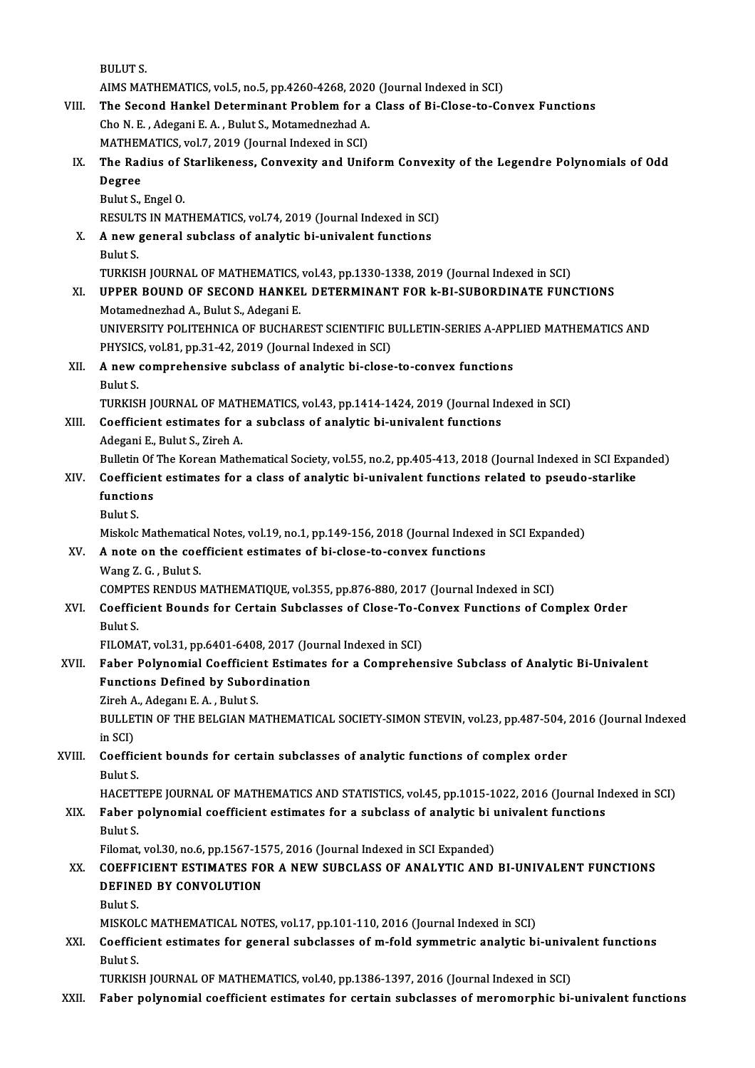BULUT S.
AIMS MATHEMATICS, vol.5, no.5, pp.4260-4268, 2020 (Journal Indexed in SCI)

VIII. **The Second Hankel Determinant Problem for a Class of Bi-Close-to-Convex Functions**
Cho N. E. , Adegani E. A. , Bulut S., Motamednezhad A.
MATHEMATICS, vol.7, 2019 (Journal Indexed in SCI)

IX. **The Radius of Starlikeness, Convexity and Uniform Convexity of the Legendre Polynomials of Odd Degree**
Bulut S., Engel O.
RESULTS IN MATHEMATICS, vol.74, 2019 (Journal Indexed in SCI)

X. **A new general subclass of analytic bi-univalent functions**
Bulut S.
TURKISH JOURNAL OF MATHEMATICS, vol.43, pp.1330-1338, 2019 (Journal Indexed in SCI)

XI. **UPPER BOUND OF SECOND HANKEL DETERMINANT FOR k-BI-SUBORDINATE FUNCTIONS**
Motamednezhad A., Bulut S., Adegani E.
UNIVERSITY POLITEHNICA OF BUCHAREST SCIENTIFIC BULLETIN-SERIES A-APPLIED MATHEMATICS AND PHYSICS, vol.81, pp.31-42, 2019 (Journal Indexed in SCI)

XII. **A new comprehensive subclass of analytic bi-close-to-convex functions**
Bulut S.
TURKISH JOURNAL OF MATHEMATICS, vol.43, pp.1414-1424, 2019 (Journal Indexed in SCI)

XIII. **Coefficient estimates for a subclass of analytic bi-univalent functions**
Adegani E., Bulut S., Zireh A.
Bulletin Of The Korean Mathematical Society, vol.55, no.2, pp.405-413, 2018 (Journal Indexed in SCI Expanded)

XIV. **Coefficient estimates for a class of analytic bi-univalent functions related to pseudo-starlike functions**
Bulut S.
Miskolc Mathematical Notes, vol.19, no.1, pp.149-156, 2018 (Journal Indexed in SCI Expanded)

XV. **A note on the coefficient estimates of bi-close-to-convex functions**
Wang Z. G. , Bulut S.
COMPTES RENDUS MATHEMATIQUE, vol.355, pp.876-880, 2017 (Journal Indexed in SCI)

XVI. **Coefficient Bounds for Certain Subclasses of Close-To-Convex Functions of Complex Order**
Bulut S.
FILOMAT, vol.31, pp.6401-6408, 2017 (Journal Indexed in SCI)

XVII. **Faber Polynomial Coefficient Estimates for a Comprehensive Subclass of Analytic Bi-Univalent Functions Defined by Subordination**
Zireh A., Adeganı E. A. , Bulut S.
BULLETIN OF THE BELGIAN MATHEMATICAL SOCIETY-SIMON STEVIN, vol.23, pp.487-504, 2016 (Journal Indexed in SCI)

XVIII. **Coefficient bounds for certain subclasses of analytic functions of complex order**
Bulut S.
HACETTEPE JOURNAL OF MATHEMATICS AND STATISTICS, vol.45, pp.1015-1022, 2016 (Journal Indexed in SCI)

XIX. **Faber polynomial coefficient estimates for a subclass of analytic bi univalent functions**
Bulut S.
Filomat, vol.30, no.6, pp.1567-1575, 2016 (Journal Indexed in SCI Expanded)

XX. **COEFFICIENT ESTIMATES FOR A NEW SUBCLASS OF ANALYTIC AND BI-UNIVALENT FUNCTIONS DEFINED BY CONVOLUTION**
Bulut S.
MISKOLC MATHEMATICAL NOTES, vol.17, pp.101-110, 2016 (Journal Indexed in SCI)

XXI. **Coefficient estimates for general subclasses of m-fold symmetric analytic bi-univalent functions**
Bulut S.
TURKISH JOURNAL OF MATHEMATICS, vol.40, pp.1386-1397, 2016 (Journal Indexed in SCI)

XXII. **Faber polynomial coefficient estimates for certain subclasses of meromorphic bi-univalent functions**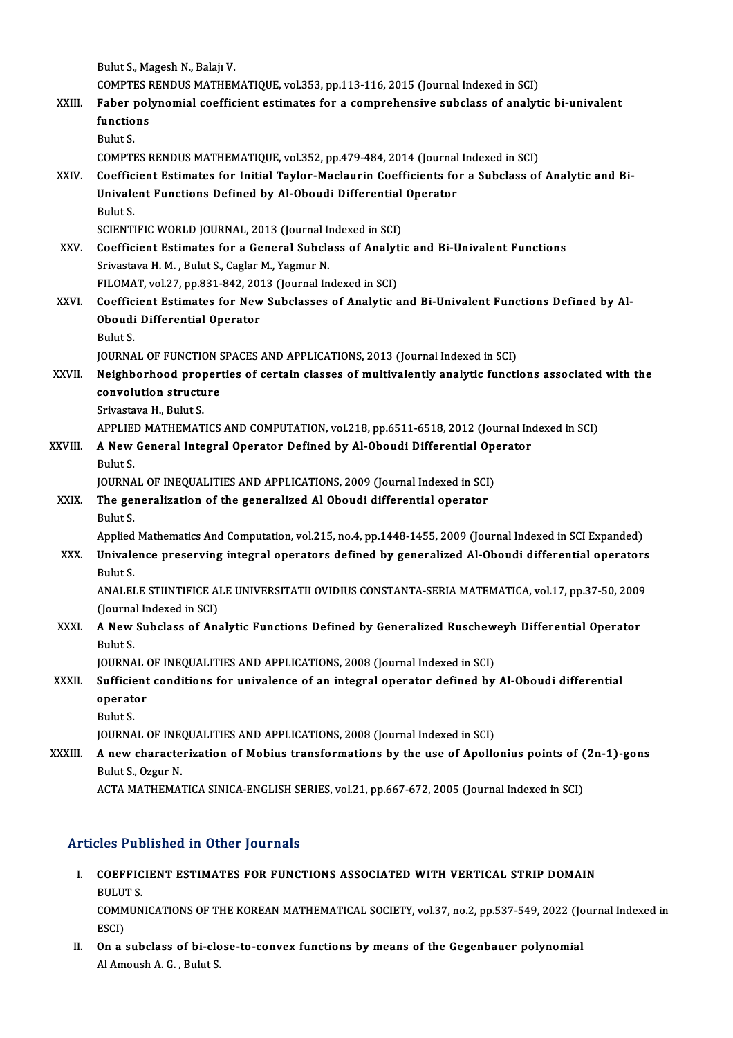Bulut S., Magesh N., Balajı V.
COMPTES RENDUS MATHEMATIQUE, vol.353, pp.113-116, 2015 (Journal Indexed in SCI)

XXIII. **Faber polynomial coefficient estimates for a comprehensive subclass of analytic bi-univalent functions**
Bulut S.
COMPTES RENDUS MATHEMATIQUE, vol.352, pp.479-484, 2014 (Journal Indexed in SCI)

XXIV. **Coefficient Estimates for Initial Taylor-Maclaurin Coefficients for a Subclass of Analytic and Bi-Univalent Functions Defined by Al-Oboudi Differential Operator**
Bulut S.
SCIENTIFIC WORLD JOURNAL, 2013 (Journal Indexed in SCI)

XXV. **Coefficient Estimates for a General Subclass of Analytic and Bi-Univalent Functions**
Srivastava H. M. , Bulut S., Caglar M., Yagmur N.
FILOMAT, vol.27, pp.831-842, 2013 (Journal Indexed in SCI)

XXVI. **Coefficient Estimates for New Subclasses of Analytic and Bi-Univalent Functions Defined by Al-Oboudi Differential Operator**
Bulut S.
JOURNAL OF FUNCTION SPACES AND APPLICATIONS, 2013 (Journal Indexed in SCI)

XXVII. **Neighborhood properties of certain classes of multivalently analytic functions associated with the convolution structure**
Srivastava H., Bulut S.
APPLIED MATHEMATICS AND COMPUTATION, vol.218, pp.6511-6518, 2012 (Journal Indexed in SCI)

XXVIII. **A New General Integral Operator Defined by Al-Oboudi Differential Operator**
Bulut S.
JOURNAL OF INEQUALITIES AND APPLICATIONS, 2009 (Journal Indexed in SCI)

XXIX. **The generalization of the generalized Al Oboudi differential operator**
Bulut S.
Applied Mathematics And Computation, vol.215, no.4, pp.1448-1455, 2009 (Journal Indexed in SCI Expanded)

XXX. **Univalence preserving integral operators defined by generalized Al-Oboudi differential operators**
Bulut S.
ANALELE STIINTIFICE ALE UNIVERSITATII OVIDIUS CONSTANTA-SERIA MATEMATICA, vol.17, pp.37-50, 2009 (Journal Indexed in SCI)

XXXI. **A New Subclass of Analytic Functions Defined by Generalized Ruscheweyh Differential Operator**
Bulut S.
JOURNAL OF INEQUALITIES AND APPLICATIONS, 2008 (Journal Indexed in SCI)

XXXII. **Sufficient conditions for univalence of an integral operator defined by Al-Oboudi differential operator**
Bulut S.
JOURNAL OF INEQUALITIES AND APPLICATIONS, 2008 (Journal Indexed in SCI)

XXXIII. **A new characterization of Mobius transformations by the use of Apollonius points of (2n-1)-gons**
Bulut S., Ozgur N.
ACTA MATHEMATICA SINICA-ENGLISH SERIES, vol.21, pp.667-672, 2005 (Journal Indexed in SCI)

## Articles Published in Other Journals

I. **COEFFICIENT ESTIMATES FOR FUNCTIONS ASSOCIATED WITH VERTICAL STRIP DOMAIN**
BULUT S.
COMMUNICATIONS OF THE KOREAN MATHEMATICAL SOCIETY, vol.37, no.2, pp.537-549, 2022 (Journal Indexed in ESCI)

II. **On a subclass of bi-close-to-convex functions by means of the Gegenbauer polynomial**
Al Amoush A. G. , Bulut S.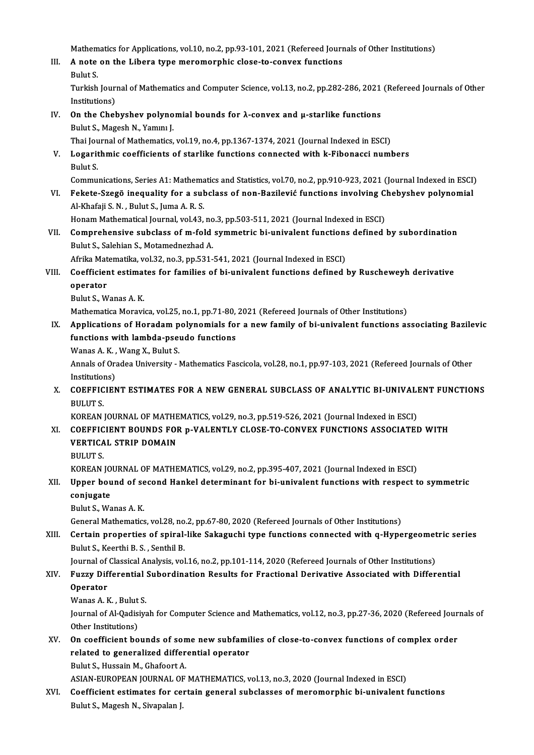Mathematics for Applications, vol.10, no.2, pp.93-101, 2021 (Refereed Journals of Other Institutions)

III. **A note on the Libera type meromorphic close-to-convex functions**
Bulut S.
Turkish Journal of Mathematics and Computer Science, vol.13, no.2, pp.282-286, 2021 (Refereed Journals of Other Institutions)

IV. **On the Chebyshev polynomial bounds for λ-convex and μ-starlike functions**
Bulut S., Magesh N., Yamını J.
Thai Journal of Mathematics, vol.19, no.4, pp.1367-1374, 2021 (Journal Indexed in ESCI)

V. **Logarithmic coefficients of starlike functions connected with k-Fibonacci numbers**
Bulut S.
Communications, Series A1: Mathematics and Statistics, vol.70, no.2, pp.910-923, 2021 (Journal Indexed in ESCI)

VI. **Fekete-Szegö inequality for a subclass of non-Bazilević functions involving Chebyshev polynomial**
Al-Khafaji S. N. , Bulut S., Juma A. R. S.
Honam Mathematical Journal, vol.43, no.3, pp.503-511, 2021 (Journal Indexed in ESCI)

VII. **Comprehensive subclass of m-fold symmetric bi-univalent functions defined by subordination**
Bulut S., Salehian S., Motamednezhad A.
Afrika Matematika, vol.32, no.3, pp.531-541, 2021 (Journal Indexed in ESCI)

VIII. **Coefficient estimates for families of bi-univalent functions defined by Ruscheweyh derivative operator**
Bulut S., Wanas A. K.
Mathematica Moravica, vol.25, no.1, pp.71-80, 2021 (Refereed Journals of Other Institutions)

IX. **Applications of Horadam polynomials for a new family of bi-univalent functions associating Bazilevic functions with lambda-pseudo functions**
Wanas A. K. , Wang X., Bulut S.
Annals of Oradea University - Mathematics Fascicola, vol.28, no.1, pp.97-103, 2021 (Refereed Journals of Other Institutions)

X. **COEFFICIENT ESTIMATES FOR A NEW GENERAL SUBCLASS OF ANALYTIC BI-UNIVALENT FUNCTIONS**
BULUT S.
KOREAN JOURNAL OF MATHEMATICS, vol.29, no.3, pp.519-526, 2021 (Journal Indexed in ESCI)

XI. **COEFFICIENT BOUNDS FOR p-VALENTLY CLOSE-TO-CONVEX FUNCTIONS ASSOCIATED WITH VERTICAL STRIP DOMAIN**
BULUT S.
KOREAN JOURNAL OF MATHEMATICS, vol.29, no.2, pp.395-407, 2021 (Journal Indexed in ESCI)

XII. **Upper bound of second Hankel determinant for bi-univalent functions with respect to symmetric conjugate**
Bulut S., Wanas A. K.
General Mathematics, vol.28, no.2, pp.67-80, 2020 (Refereed Journals of Other Institutions)

XIII. **Certain properties of spiral-like Sakaguchi type functions connected with q-Hypergeometric series**
Bulut S., Keerthi B. S. , Senthil B.
Journal of Classical Analysis, vol.16, no.2, pp.101-114, 2020 (Refereed Journals of Other Institutions)

XIV. **Fuzzy Differential Subordination Results for Fractional Derivative Associated with Differential Operator**
Wanas A. K. , Bulut S.
Journal of Al-Qadisiyah for Computer Science and Mathematics, vol.12, no.3, pp.27-36, 2020 (Refereed Journals of Other Institutions)

XV. **On coefficient bounds of some new subfamilies of close-to-convex functions of complex order related to generalized differential operator**
Bulut S., Hussain M., Ghafoort A.
ASIAN-EUROPEAN JOURNAL OF MATHEMATICS, vol.13, no.3, 2020 (Journal Indexed in ESCI)

XVI. **Coefficient estimates for certain general subclasses of meromorphic bi-univalent functions**
Bulut S., Magesh N., Sivapalan J.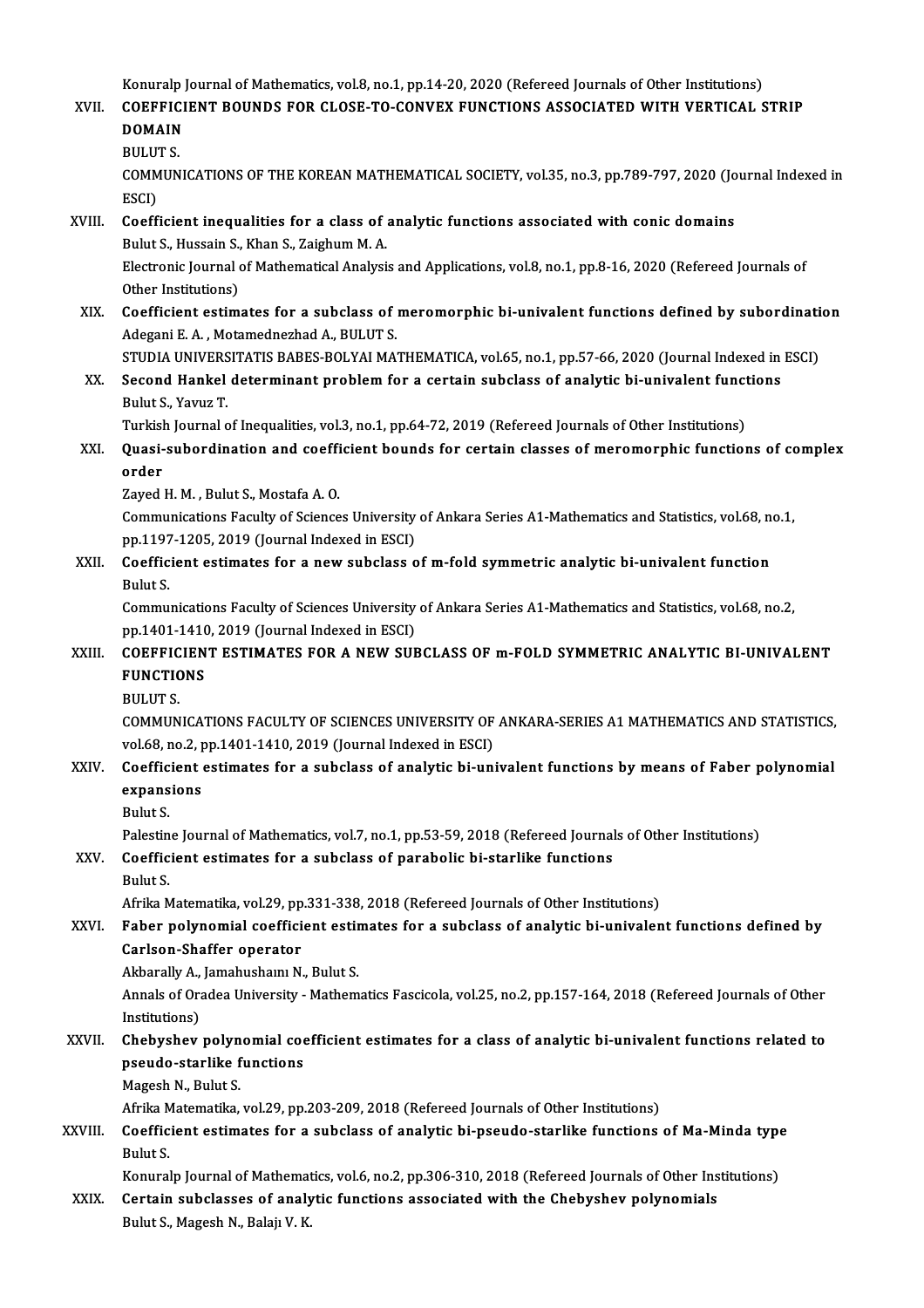Konuralp Journal of Mathematics, vol.8, no.1, pp.14-20, 2020 (Refereed Journals of Other Institutions)

XVII. **COEFFICIENT BOUNDS FOR CLOSE-TO-CONVEX FUNCTIONS ASSOCIATED WITH VERTICAL STRIP DOMAIN**
BULUT S.
COMMUNICATIONS OF THE KOREAN MATHEMATICAL SOCIETY, vol.35, no.3, pp.789-797, 2020 (Journal Indexed in ESCI)

XVIII. **Coefficient inequalities for a class of analytic functions associated with conic domains**
Bulut S., Hussain S., Khan S., Zaighum M. A.
Electronic Journal of Mathematical Analysis and Applications, vol.8, no.1, pp.8-16, 2020 (Refereed Journals of Other Institutions)

XIX. **Coefficient estimates for a subclass of meromorphic bi-univalent functions defined by subordination**
Adegani E. A. , Motamednezhad A., BULUT S.
STUDIA UNIVERSITATIS BABES-BOLYAI MATHEMATICA, vol.65, no.1, pp.57-66, 2020 (Journal Indexed in ESCI)

XX. **Second Hankel determinant problem for a certain subclass of analytic bi-univalent functions**
Bulut S., Yavuz T.
Turkish Journal of Inequalities, vol.3, no.1, pp.64-72, 2019 (Refereed Journals of Other Institutions)

XXI. **Quasi-subordination and coefficient bounds for certain classes of meromorphic functions of complex order**
Zayed H. M. , Bulut S., Mostafa A. O.
Communications Faculty of Sciences University of Ankara Series A1-Mathematics and Statistics, vol.68, no.1, pp.1197-1205, 2019 (Journal Indexed in ESCI)

XXII. **Coefficient estimates for a new subclass of m-fold symmetric analytic bi-univalent function**
Bulut S.
Communications Faculty of Sciences University of Ankara Series A1-Mathematics and Statistics, vol.68, no.2, pp.1401-1410, 2019 (Journal Indexed in ESCI)

XXIII. **COEFFICIENT ESTIMATES FOR A NEW SUBCLASS OF m-FOLD SYMMETRIC ANALYTIC BI-UNIVALENT FUNCTIONS**
BULUT S.
COMMUNICATIONS FACULTY OF SCIENCES UNIVERSITY OF ANKARA-SERIES A1 MATHEMATICS AND STATISTICS, vol.68, no.2, pp.1401-1410, 2019 (Journal Indexed in ESCI)

XXIV. **Coefficient estimates for a subclass of analytic bi-univalent functions by means of Faber polynomial expansions**
Bulut S.
Palestine Journal of Mathematics, vol.7, no.1, pp.53-59, 2018 (Refereed Journals of Other Institutions)

XXV. **Coefficient estimates for a subclass of parabolic bi-starlike functions**
Bulut S.
Afrika Matematika, vol.29, pp.331-338, 2018 (Refereed Journals of Other Institutions)

XXVI. **Faber polynomial coefficient estimates for a subclass of analytic bi-univalent functions defined by Carlson-Shaffer operator**
Akbarally A., Jamahushamı N., Bulut S.
Annals of Oradea University - Mathematics Fascicola, vol.25, no.2, pp.157-164, 2018 (Refereed Journals of Other Institutions)

XXVII. **Chebyshev polynomial coefficient estimates for a class of analytic bi-univalent functions related to pseudo-starlike functions**
Magesh N., Bulut S.
Afrika Matematika, vol.29, pp.203-209, 2018 (Refereed Journals of Other Institutions)

XXVIII. **Coefficient estimates for a subclass of analytic bi-pseudo-starlike functions of Ma-Minda type**
Bulut S.
Konuralp Journal of Mathematics, vol.6, no.2, pp.306-310, 2018 (Refereed Journals of Other Institutions)

XXIX. **Certain subclasses of analytic functions associated with the Chebyshev polynomials**
Bulut S., Magesh N., Balajı V. K.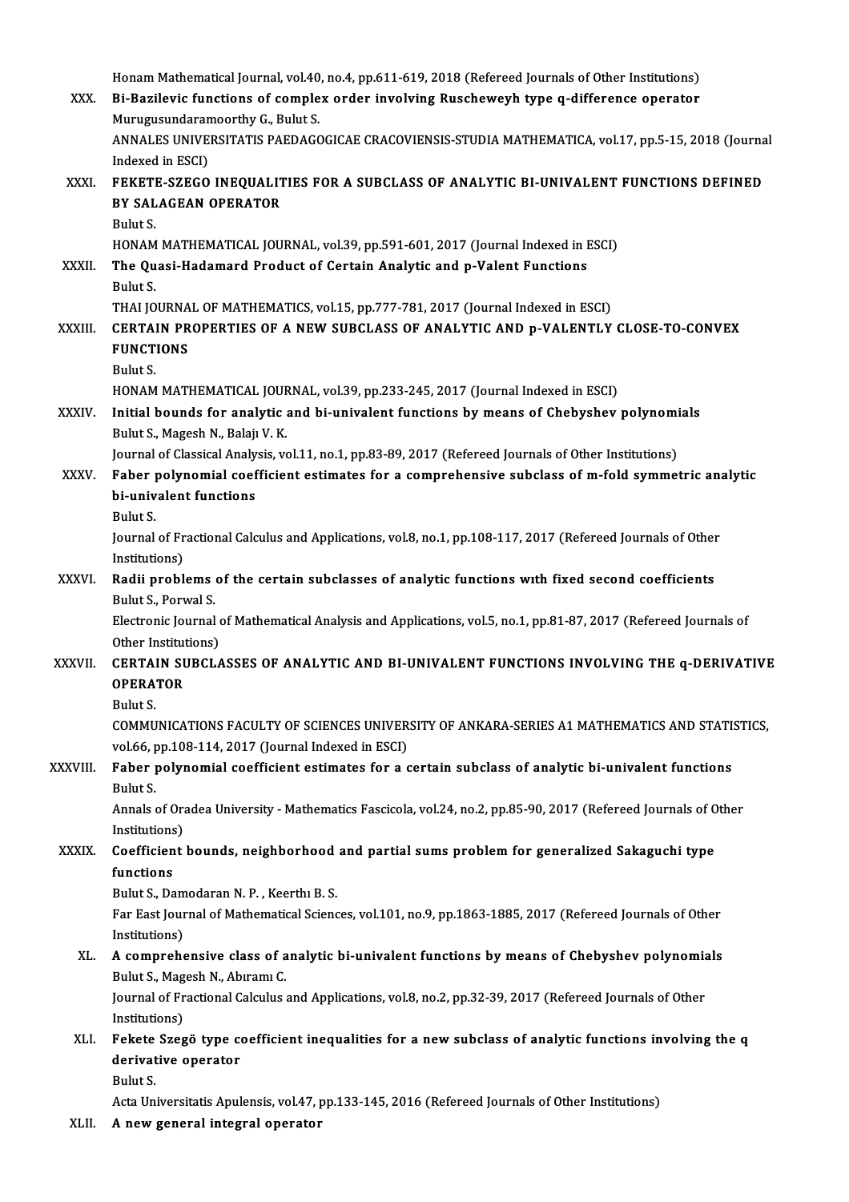Honam Mathematical Journal, vol.40, no.4, pp.611-619, 2018 (Refereed Journals of Other Institutions)

XXX. **Bi-Bazilevic functions of complex order involving Ruscheweyh type q-difference operator**
Murugusundaramoorthy G., Bulut S.
ANNALES UNIVERSITATIS PAEDAGOGICAE CRACOVIENSIS-STUDIA MATHEMATICA, vol.17, pp.5-15, 2018 (Journal Indexed in ESCI)

XXXI. **FEKETE-SZEGO INEQUALITIES FOR A SUBCLASS OF ANALYTIC BI-UNIVALENT FUNCTIONS DEFINED BY SALAGEAN OPERATOR**
Bulut S.
HONAM MATHEMATICAL JOURNAL, vol.39, pp.591-601, 2017 (Journal Indexed in ESCI)

XXXII. **The Quasi-Hadamard Product of Certain Analytic and p-Valent Functions**
Bulut S.
THAI JOURNAL OF MATHEMATICS, vol.15, pp.777-781, 2017 (Journal Indexed in ESCI)

XXXIII. **CERTAIN PROPERTIES OF A NEW SUBCLASS OF ANALYTIC AND p-VALENTLY CLOSE-TO-CONVEX FUNCTIONS**
Bulut S.
HONAM MATHEMATICAL JOURNAL, vol.39, pp.233-245, 2017 (Journal Indexed in ESCI)

XXXIV. **Initial bounds for analytic and bi-univalent functions by means of Chebyshev polynomials**
Bulut S., Magesh N., Balajı V. K.
Journal of Classical Analysis, vol.11, no.1, pp.83-89, 2017 (Refereed Journals of Other Institutions)

XXXV. **Faber polynomial coefficient estimates for a comprehensive subclass of m-fold symmetric analytic bi-univalent functions**
Bulut S.
Journal of Fractional Calculus and Applications, vol.8, no.1, pp.108-117, 2017 (Refereed Journals of Other Institutions)

XXXVI. **Radii problems of the certain subclasses of analytic functions wıth fixed second coefficients**
Bulut S., Porwal S.
Electronic Journal of Mathematical Analysis and Applications, vol.5, no.1, pp.81-87, 2017 (Refereed Journals of Other Institutions)

XXXVII. **CERTAIN SUBCLASSES OF ANALYTIC AND BI-UNIVALENT FUNCTIONS INVOLVING THE q-DERIVATIVE OPERATOR**
Bulut S.
COMMUNICATIONS FACULTY OF SCIENCES UNIVERSITY OF ANKARA-SERIES A1 MATHEMATICS AND STATISTICS, vol.66, pp.108-114, 2017 (Journal Indexed in ESCI)

XXXVIII. **Faber polynomial coefficient estimates for a certain subclass of analytic bi-univalent functions**
Bulut S.
Annals of Oradea University - Mathematics Fascicola, vol.24, no.2, pp.85-90, 2017 (Refereed Journals of Other Institutions)

XXXIX. **Coefficient bounds, neighborhood and partial sums problem for generalized Sakaguchi type functions**
Bulut S., Damodaran N. P. , Keerthı B. S.
Far East Journal of Mathematical Sciences, vol.101, no.9, pp.1863-1885, 2017 (Refereed Journals of Other Institutions)

XL. **A comprehensive class of analytic bi-univalent functions by means of Chebyshev polynomials**
Bulut S., Magesh N., Abıramı C.
Journal of Fractional Calculus and Applications, vol.8, no.2, pp.32-39, 2017 (Refereed Journals of Other Institutions)

XLI. **Fekete Szegö type coefficient inequalities for a new subclass of analytic functions involving the q derivative operator**
Bulut S.
Acta Universitatis Apulensis, vol.47, pp.133-145, 2016 (Refereed Journals of Other Institutions)

XLII. **A new general integral operator**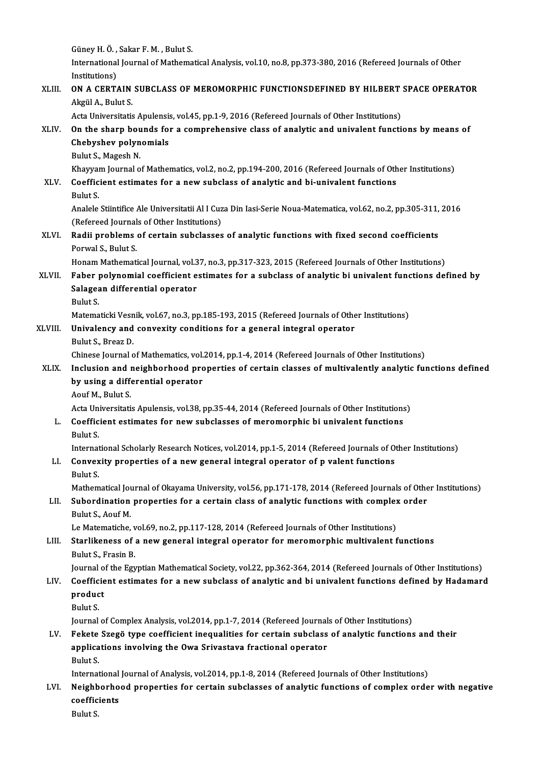Güney H. Ö. , Sakar F. M. , Bulut S.

International Journal of Mathematical Analysis, vol.10, no.8, pp.373-380, 2016 (Refereed Journals of Other Institutions)

XLIII. **ON A CERTAIN SUBCLASS OF MEROMORPHIC FUNCTIONSDEFINED BY HILBERT SPACE OPERATOR**
Akgül A., Bulut S.
Acta Universitatis Apulensis, vol.45, pp.1-9, 2016 (Refereed Journals of Other Institutions)

XLIV. **On the sharp bounds for a comprehensive class of analytic and univalent functions by means of Chebyshev polynomials**
Bulut S., Magesh N.
Khayyam Journal of Mathematics, vol.2, no.2, pp.194-200, 2016 (Refereed Journals of Other Institutions)

XLV. **Coefficient estimates for a new subclass of analytic and bi-univalent functions**
Bulut S.
Analele Stiintifice Ale Universitatii Al I Cuza Din Iasi-Serie Noua-Matematica, vol.62, no.2, pp.305-311, 2016 (Refereed Journals of Other Institutions)

XLVI. **Radii problems of certain subclasses of analytic functions with fixed second coefficients**
Porwal S., Bulut S.
Honam Mathematical Journal, vol.37, no.3, pp.317-323, 2015 (Refereed Journals of Other Institutions)

XLVII. **Faber polynomial coefficient estimates for a subclass of analytic bi univalent functions defined by Salagean differential operator**
Bulut S.
Matematicki Vesnik, vol.67, no.3, pp.185-193, 2015 (Refereed Journals of Other Institutions)

XLVIII. **Univalency and convexity conditions for a general integral operator**
Bulut S., Breaz D.
Chinese Journal of Mathematics, vol.2014, pp.1-4, 2014 (Refereed Journals of Other Institutions)

XLIX. **Inclusion and neighborhood properties of certain classes of multivalently analytic functions defined by using a differential operator**
Aouf M., Bulut S.
Acta Universitatis Apulensis, vol.38, pp.35-44, 2014 (Refereed Journals of Other Institutions)

L. **Coefficient estimates for new subclasses of meromorphic bi univalent functions**
Bulut S.
International Scholarly Research Notices, vol.2014, pp.1-5, 2014 (Refereed Journals of Other Institutions)

LI. **Convexity properties of a new general integral operator of p valent functions**
Bulut S.
Mathematical Journal of Okayama University, vol.56, pp.171-178, 2014 (Refereed Journals of Other Institutions)

LII. **Subordination properties for a certain class of analytic functions with complex order**
Bulut S., Aouf M.
Le Matematiche, vol.69, no.2, pp.117-128, 2014 (Refereed Journals of Other Institutions)

LIII. **Starlikeness of a new general integral operator for meromorphic multivalent functions**
Bulut S., Frasin B.
Journal of the Egyptian Mathematical Society, vol.22, pp.362-364, 2014 (Refereed Journals of Other Institutions)

LIV. **Coefficient estimates for a new subclass of analytic and bi univalent functions defined by Hadamard product**
Bulut S.
Journal of Complex Analysis, vol.2014, pp.1-7, 2014 (Refereed Journals of Other Institutions)

LV. **Fekete Szegö type coefficient inequalities for certain subclass of analytic functions and their applications involving the Owa Srivastava fractional operator**
Bulut S.
International Journal of Analysis, vol.2014, pp.1-8, 2014 (Refereed Journals of Other Institutions)

LVI. **Neighborhood properties for certain subclasses of analytic functions of complex order with negative coefficients**
Bulut S.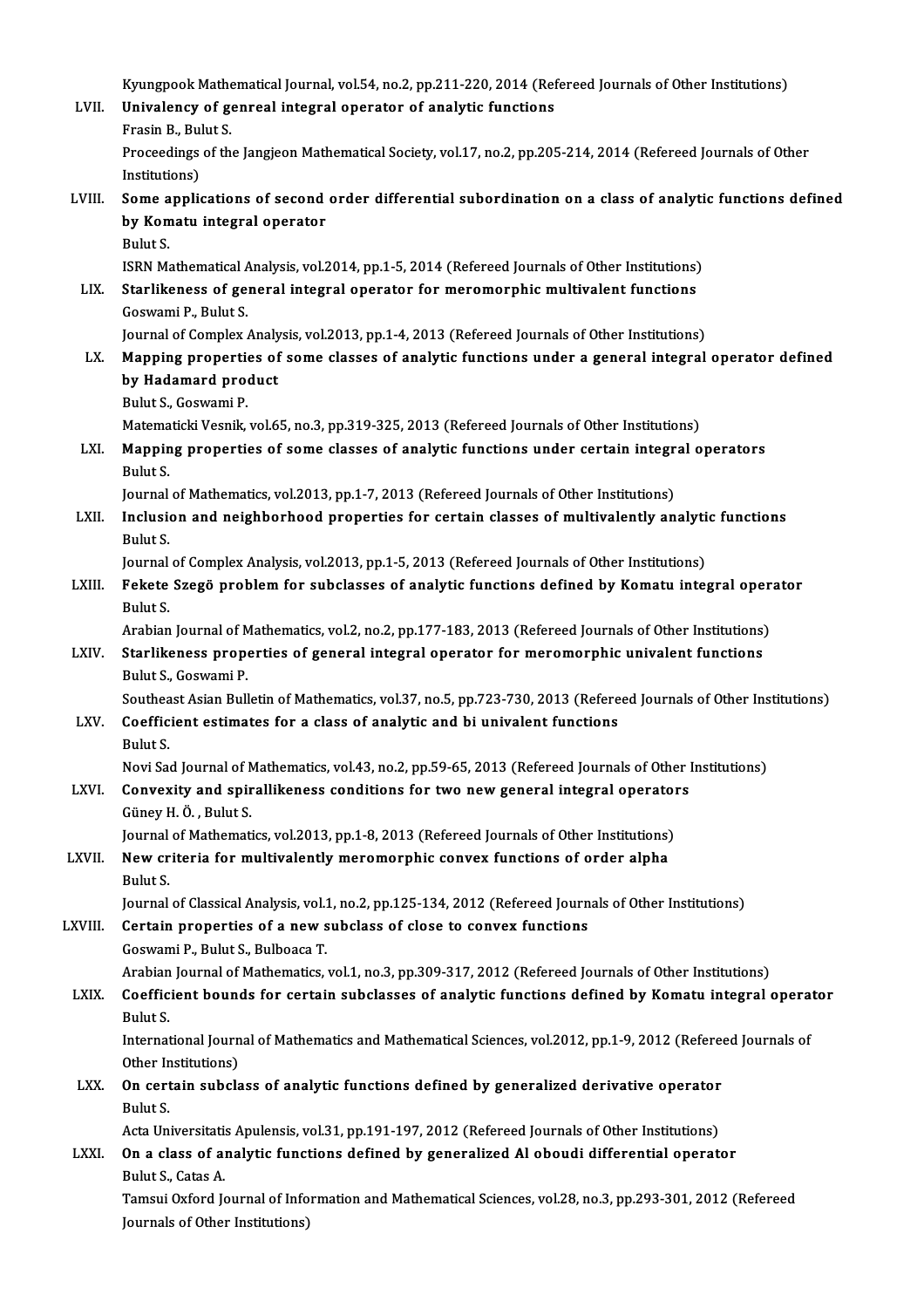Kyungpook Mathematical Journal, vol.54, no.2, pp.211-220, 2014 (Refereed Journals of Other Institutions)

LVII. **Univalency of genreal integral operator of analytic functions**
Frasin B., Bulut S.
Proceedings of the Jangjeon Mathematical Society, vol.17, no.2, pp.205-214, 2014 (Refereed Journals of Other Institutions)

LVIII. **Some applications of second order differential subordination on a class of analytic functions defined by Komatu integral operator**
Bulut S.
ISRN Mathematical Analysis, vol.2014, pp.1-5, 2014 (Refereed Journals of Other Institutions)

LIX. **Starlikeness of general integral operator for meromorphic multivalent functions**
Goswami P., Bulut S.
Journal of Complex Analysis, vol.2013, pp.1-4, 2013 (Refereed Journals of Other Institutions)

LX. **Mapping properties of some classes of analytic functions under a general integral operator defined by Hadamard product**
Bulut S., Goswami P.
Matematicki Vesnik, vol.65, no.3, pp.319-325, 2013 (Refereed Journals of Other Institutions)

LXI. **Mapping properties of some classes of analytic functions under certain integral operators**
Bulut S.
Journal of Mathematics, vol.2013, pp.1-7, 2013 (Refereed Journals of Other Institutions)

LXII. **Inclusion and neighborhood properties for certain classes of multivalently analytic functions**
Bulut S.
Journal of Complex Analysis, vol.2013, pp.1-5, 2013 (Refereed Journals of Other Institutions)

LXIII. **Fekete Szegö problem for subclasses of analytic functions defined by Komatu integral operator**
Bulut S.
Arabian Journal of Mathematics, vol.2, no.2, pp.177-183, 2013 (Refereed Journals of Other Institutions)

LXIV. **Starlikeness properties of general integral operator for meromorphic univalent functions**
Bulut S., Goswami P.
Southeast Asian Bulletin of Mathematics, vol.37, no.5, pp.723-730, 2013 (Refereed Journals of Other Institutions)

LXV. **Coefficient estimates for a class of analytic and bi univalent functions**
Bulut S.
Novi Sad Journal of Mathematics, vol.43, no.2, pp.59-65, 2013 (Refereed Journals of Other Institutions)

LXVI. **Convexity and spirallikeness conditions for two new general integral operators**
Güney H. Ö. , Bulut S.
Journal of Mathematics, vol.2013, pp.1-8, 2013 (Refereed Journals of Other Institutions)

LXVII. **New criteria for multivalently meromorphic convex functions of order alpha**
Bulut S.
Journal of Classical Analysis, vol.1, no.2, pp.125-134, 2012 (Refereed Journals of Other Institutions)

LXVIII. **Certain properties of a new subclass of close to convex functions**
Goswami P., Bulut S., Bulboaca T.
Arabian Journal of Mathematics, vol.1, no.3, pp.309-317, 2012 (Refereed Journals of Other Institutions)

LXIX. **Coefficient bounds for certain subclasses of analytic functions defined by Komatu integral operator**
Bulut S.
International Journal of Mathematics and Mathematical Sciences, vol.2012, pp.1-9, 2012 (Refereed Journals of Other Institutions)

LXX. **On certain subclass of analytic functions defined by generalized derivative operator**
Bulut S.
Acta Universitatis Apulensis, vol.31, pp.191-197, 2012 (Refereed Journals of Other Institutions)

LXXI. **On a class of analytic functions defined by generalized Al oboudi differential operator**
Bulut S., Catas A.
Tamsui Oxford Journal of Information and Mathematical Sciences, vol.28, no.3, pp.293-301, 2012 (Refereed Journals of Other Institutions)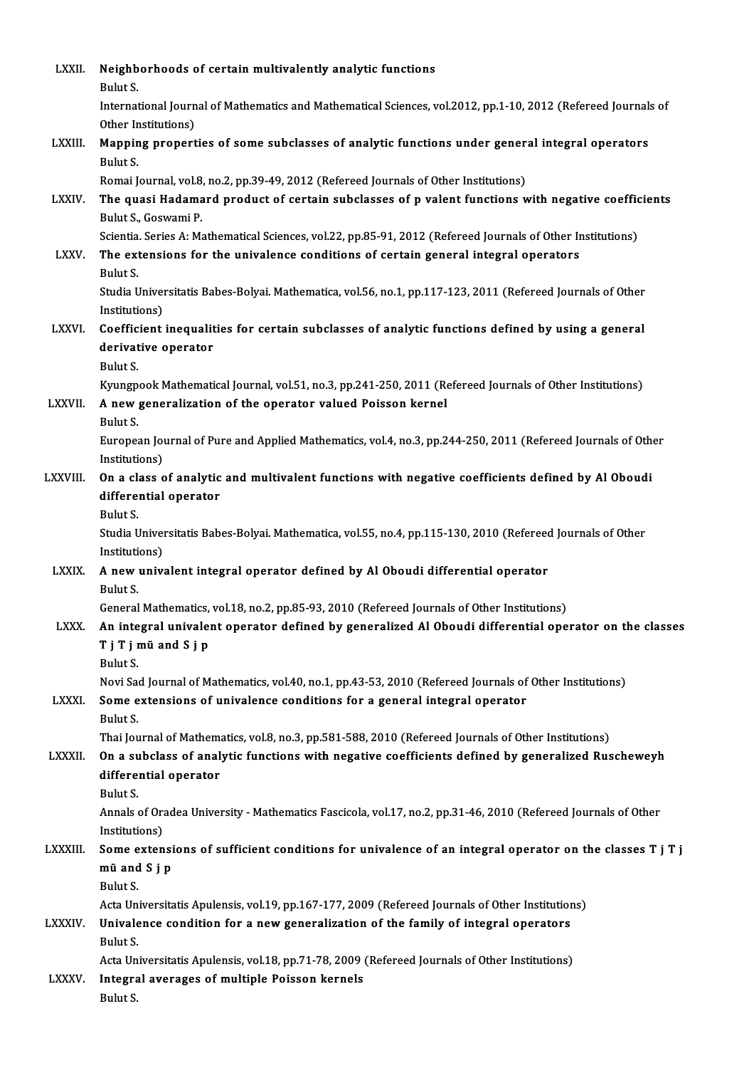LXXII. **Neighborhoods of certain multivalently analytic functions**
Bulut S.
International Journal of Mathematics and Mathematical Sciences, vol.2012, pp.1-10, 2012 (Refereed Journals of Other Institutions)

LXXIII. **Mapping properties of some subclasses of analytic functions under general integral operators**
Bulut S.
Romai Journal, vol.8, no.2, pp.39-49, 2012 (Refereed Journals of Other Institutions)

LXXIV. **The quasi Hadamard product of certain subclasses of p valent functions with negative coefficients**
Bulut S., Goswami P.
Scientia. Series A: Mathematical Sciences, vol.22, pp.85-91, 2012 (Refereed Journals of Other Institutions)

LXXV. **The extensions for the univalence conditions of certain general integral operators**
Bulut S.
Studia Universitatis Babes-Bolyai. Mathematica, vol.56, no.1, pp.117-123, 2011 (Refereed Journals of Other Institutions)

LXXVI. **Coefficient inequalities for certain subclasses of analytic functions defined by using a general derivative operator**
Bulut S.
Kyungpook Mathematical Journal, vol.51, no.3, pp.241-250, 2011 (Refereed Journals of Other Institutions)

LXXVII. **A new generalization of the operator valued Poisson kernel**
Bulut S.
European Journal of Pure and Applied Mathematics, vol.4, no.3, pp.244-250, 2011 (Refereed Journals of Other Institutions)

LXXVIII. **On a class of analytic and multivalent functions with negative coefficients defined by Al Oboudi differential operator**
Bulut S.
Studia Universitatis Babes-Bolyai. Mathematica, vol.55, no.4, pp.115-130, 2010 (Refereed Journals of Other Institutions)

LXXIX. **A new univalent integral operator defined by Al Oboudi differential operator**
Bulut S.
General Mathematics, vol.18, no.2, pp.85-93, 2010 (Refereed Journals of Other Institutions)

LXXX. **An integral univalent operator defined by generalized Al Oboudi differential operator on the classes T j T j mü and S j p**
Bulut S.
Novi Sad Journal of Mathematics, vol.40, no.1, pp.43-53, 2010 (Refereed Journals of Other Institutions)

LXXXI. **Some extensions of univalence conditions for a general integral operator**
Bulut S.
Thai Journal of Mathematics, vol.8, no.3, pp.581-588, 2010 (Refereed Journals of Other Institutions)

LXXXII. **On a subclass of analytic functions with negative coefficients defined by generalized Ruscheweyh differential operator**
Bulut S.
Annals of Oradea University - Mathematics Fascicola, vol.17, no.2, pp.31-46, 2010 (Refereed Journals of Other Institutions)

LXXXIII. **Some extensions of sufficient conditions for univalence of an integral operator on the classes T j T j mü and S j p**
Bulut S.
Acta Universitatis Apulensis, vol.19, pp.167-177, 2009 (Refereed Journals of Other Institutions)

LXXXIV. **Univalence condition for a new generalization of the family of integral operators**
Bulut S.
Acta Universitatis Apulensis, vol.18, pp.71-78, 2009 (Refereed Journals of Other Institutions)

LXXXV. **Integral averages of multiple Poisson kernels**
Bulut S.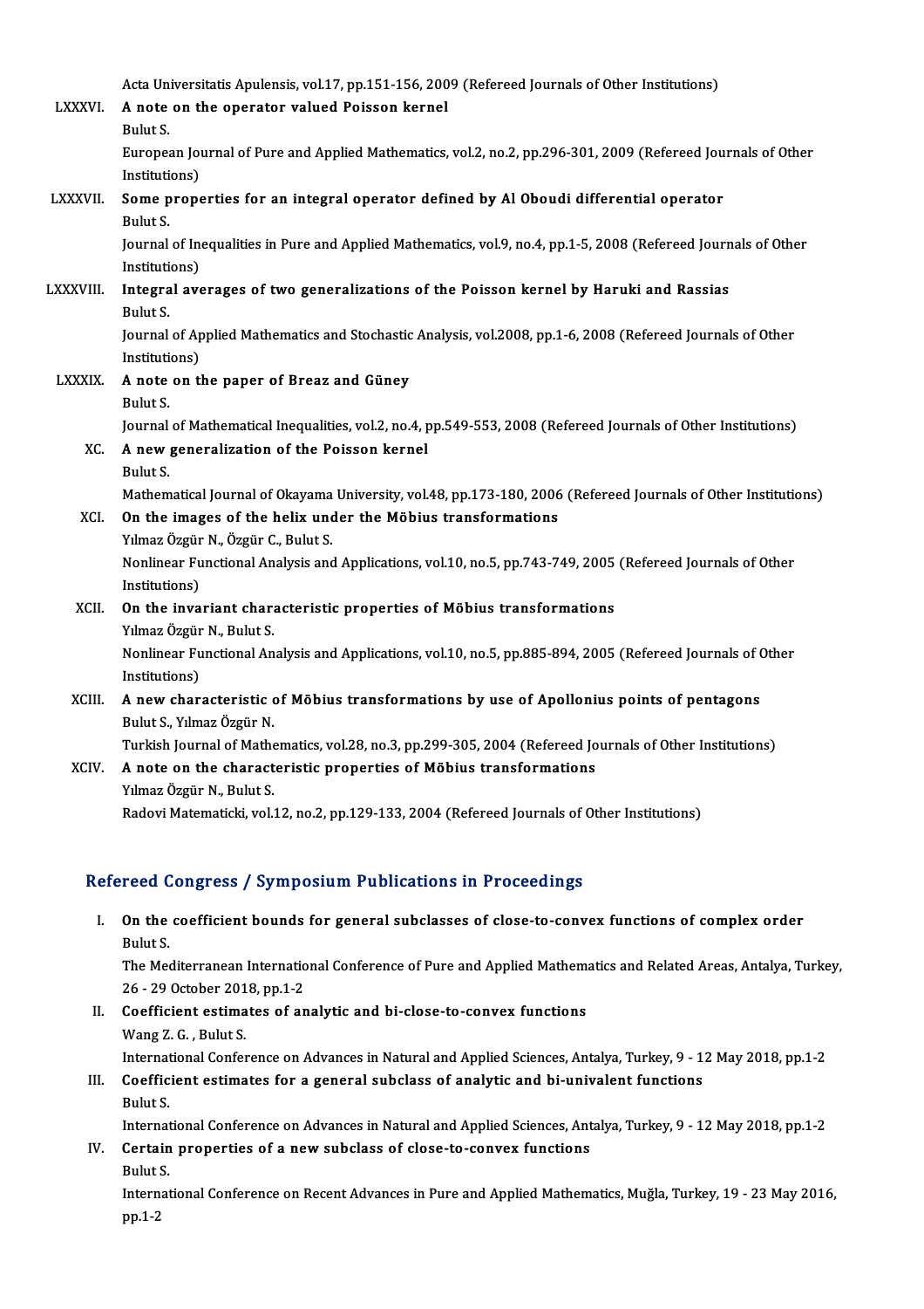Acta Universitatis Apulensis, vol.17, pp.151-156, 2009 (Refereed Journals of Other Institutions)

LXXXVI. **A note on the operator valued Poisson kernel**
Bulut S.
European Journal of Pure and Applied Mathematics, vol.2, no.2, pp.296-301, 2009 (Refereed Journals of Other Institutions)

LXXXVII. **Some properties for an integral operator defined by Al Oboudi differential operator**
Bulut S.
Journal of Inequalities in Pure and Applied Mathematics, vol.9, no.4, pp.1-5, 2008 (Refereed Journals of Other Institutions)

LXXXVIII. **Integral averages of two generalizations of the Poisson kernel by Haruki and Rassias**
Bulut S.
Journal of Applied Mathematics and Stochastic Analysis, vol.2008, pp.1-6, 2008 (Refereed Journals of Other Institutions)

LXXXIX. **A note on the paper of Breaz and Güney**
Bulut S.
Journal of Mathematical Inequalities, vol.2, no.4, pp.549-553, 2008 (Refereed Journals of Other Institutions)

XC. **A new generalization of the Poisson kernel**
Bulut S.
Mathematical Journal of Okayama University, vol.48, pp.173-180, 2006 (Refereed Journals of Other Institutions)

XCI. **On the images of the helix under the Möbius transformations**
Yılmaz Özgür N., Özgür C., Bulut S.
Nonlinear Functional Analysis and Applications, vol.10, no.5, pp.743-749, 2005 (Refereed Journals of Other Institutions)

XCII. **On the invariant characteristic properties of Möbius transformations**
Yılmaz Özgür N., Bulut S.
Nonlinear Functional Analysis and Applications, vol.10, no.5, pp.885-894, 2005 (Refereed Journals of Other Institutions)

XCIII. **A new characteristic of Möbius transformations by use of Apollonius points of pentagons**
Bulut S., Yılmaz Özgür N.
Turkish Journal of Mathematics, vol.28, no.3, pp.299-305, 2004 (Refereed Journals of Other Institutions)

XCIV. **A note on the characteristic properties of Möbius transformations**
Yılmaz Özgür N., Bulut S.
Radovi Matematicki, vol.12, no.2, pp.129-133, 2004 (Refereed Journals of Other Institutions)

## Refereed Congress / Symposium Publications in Proceedings

I. **On the coefficient bounds for general subclasses of close-to-convex functions of complex order**
Bulut S.
The Mediterranean International Conference of Pure and Applied Mathematics and Related Areas, Antalya, Turkey, 26 - 29 October 2018, pp.1-2

II. **Coefficient estimates of analytic and bi-close-to-convex functions**
Wang Z. G. , Bulut S.
International Conference on Advances in Natural and Applied Sciences, Antalya, Turkey, 9 - 12 May 2018, pp.1-2

III. **Coefficient estimates for a general subclass of analytic and bi-univalent functions**
Bulut S.
International Conference on Advances in Natural and Applied Sciences, Antalya, Turkey, 9 - 12 May 2018, pp.1-2

IV. **Certain properties of a new subclass of close-to-convex functions**
Bulut S.
International Conference on Recent Advances in Pure and Applied Mathematics, Muğla, Turkey, 19 - 23 May 2016, pp.1-2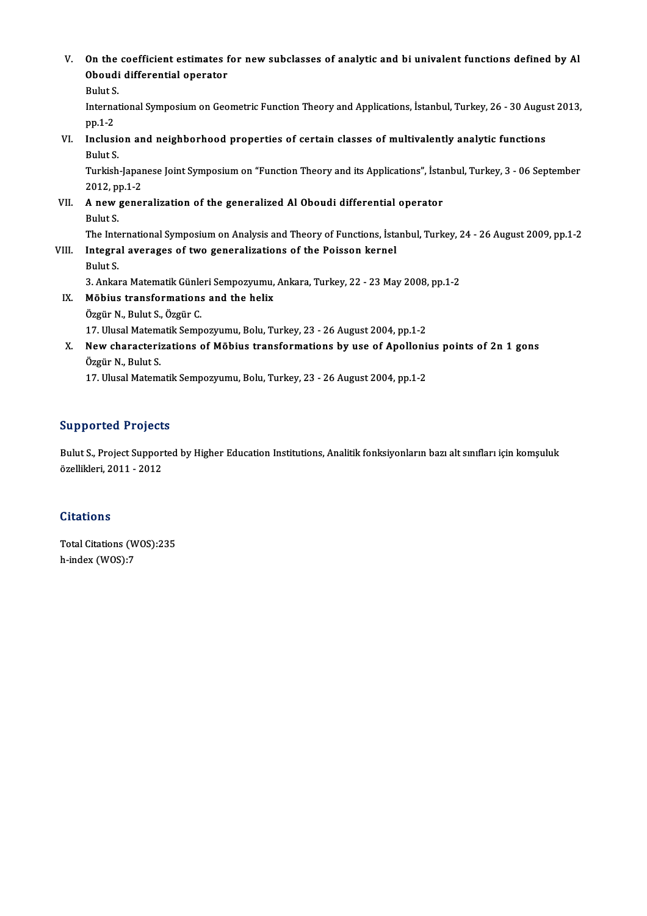V. **On the coefficient estimates for new subclasses of analytic and bi univalent functions defined by Al Oboudi differential operator**
Bulut S.
International Symposium on Geometric Function Theory and Applications, İstanbul, Turkey, 26 - 30 August 2013, pp.1-2

VI. **Inclusion and neighborhood properties of certain classes of multivalently analytic functions**
Bulut S.
Turkish-Japanese Joint Symposium on "Function Theory and its Applications", İstanbul, Turkey, 3 - 06 September 2012, pp.1-2

VII. **A new generalization of the generalized Al Oboudi differential operator**
Bulut S.
The International Symposium on Analysis and Theory of Functions, İstanbul, Turkey, 24 - 26 August 2009, pp.1-2

VIII. **Integral averages of two generalizations of the Poisson kernel**
Bulut S.
3. Ankara Matematik Günleri Sempozyumu, Ankara, Turkey, 22 - 23 May 2008, pp.1-2

IX. **Möbius transformations and the helix**
Özgür N., Bulut S., Özgür C.
17. Ulusal Matematik Sempozyumu, Bolu, Turkey, 23 - 26 August 2004, pp.1-2

X. **New characterizations of Möbius transformations by use of Apollonius points of 2n 1 gons**
Özgür N., Bulut S.
17. Ulusal Matematik Sempozyumu, Bolu, Turkey, 23 - 26 August 2004, pp.1-2

## Supported Projects

Bulut S., Project Supported by Higher Education Institutions, Analitik fonksiyonların bazı alt sınıfları için komşuluk özellikleri, 2011 - 2012

## Citations

Total Citations (WOS):235
h-index (WOS):7